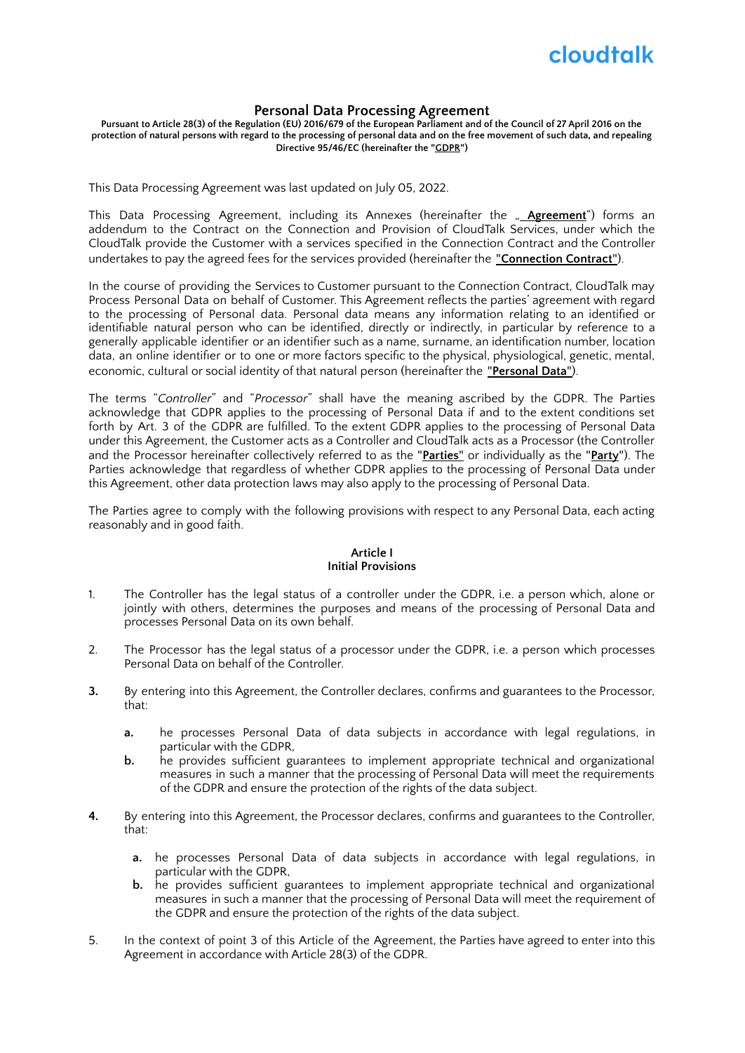cloudtalk

# Personal Data Processing Agreement

**Pursuant to Article 28(3) of the Regulation (EU) 2016/679 of the European Parliament and of the Council of 27 April 2016 on the protection of natural persons with regard to the processing of personal data and on the free movement of such data, and repealing Directive 95/46/EC (hereinafter the "GDPR")**

This Data Processing Agreement was last updated on July 05, 2022.

This Data Processing Agreement, including its Annexes (hereinafter the „ **Agreement**") forms an addendum to the Contract on the Connection and Provision of CloudTalk Services, under which the CloudTalk provide the Customer with a services specified in the Connection Contract and the Controller undertakes to pay the agreed fees for the services provided (hereinafter the **"Connection Contract"**).

In the course of providing the Services to Customer pursuant to the Connection Contract, CloudTalk may Process Personal Data on behalf of Customer. This Agreement reflects the parties' agreement with regard to the processing of Personal data. Personal data means any information relating to an identified or identifiable natural person who can be identified, directly or indirectly, in particular by reference to a generally applicable identifier or an identifier such as a name, surname, an identification number, location data, an online identifier or to one or more factors specific to the physical, physiological, genetic, mental, economic, cultural or social identity of that natural person (hereinafter the **"Personal Data"**).

The terms "*Controller*" and "*Processor*" shall have the meaning ascribed by the GDPR. The Parties acknowledge that GDPR applies to the processing of Personal Data if and to the extent conditions set forth by Art. 3 of the GDPR are fulfilled. To the extent GDPR applies to the processing of Personal Data under this Agreement, the Customer acts as a Controller and CloudTalk acts as a Processor (the Controller and the Processor hereinafter collectively referred to as the **"Parties"** or individually as the **"Party"**). The Parties acknowledge that regardless of whether GDPR applies to the processing of Personal Data under this Agreement, other data protection laws may also apply to the processing of Personal Data.

The Parties agree to comply with the following provisions with respect to any Personal Data, each acting reasonably and in good faith.

## Article I
## Initial Provisions

1. The Controller has the legal status of a controller under the GDPR, i.e. a person which, alone or jointly with others, determines the purposes and means of the processing of Personal Data and processes Personal Data on its own behalf.

2. The Processor has the legal status of a processor under the GDPR, i.e. a person which processes Personal Data on behalf of the Controller.

3. By entering into this Agreement, the Controller declares, confirms and guarantees to the Processor, that:

   a. he processes Personal Data of data subjects in accordance with legal regulations, in particular with the GDPR,

   b. he provides sufficient guarantees to implement appropriate technical and organizational measures in such a manner that the processing of Personal Data will meet the requirements of the GDPR and ensure the protection of the rights of the data subject.

4. By entering into this Agreement, the Processor declares, confirms and guarantees to the Controller, that:

   a. he processes Personal Data of data subjects in accordance with legal regulations, in particular with the GDPR,

   b. he provides sufficient guarantees to implement appropriate technical and organizational measures in such a manner that the processing of Personal Data will meet the requirement of the GDPR and ensure the protection of the rights of the data subject.

5. In the context of point 3 of this Article of the Agreement, the Parties have agreed to enter into this Agreement in accordance with Article 28(3) of the GDPR.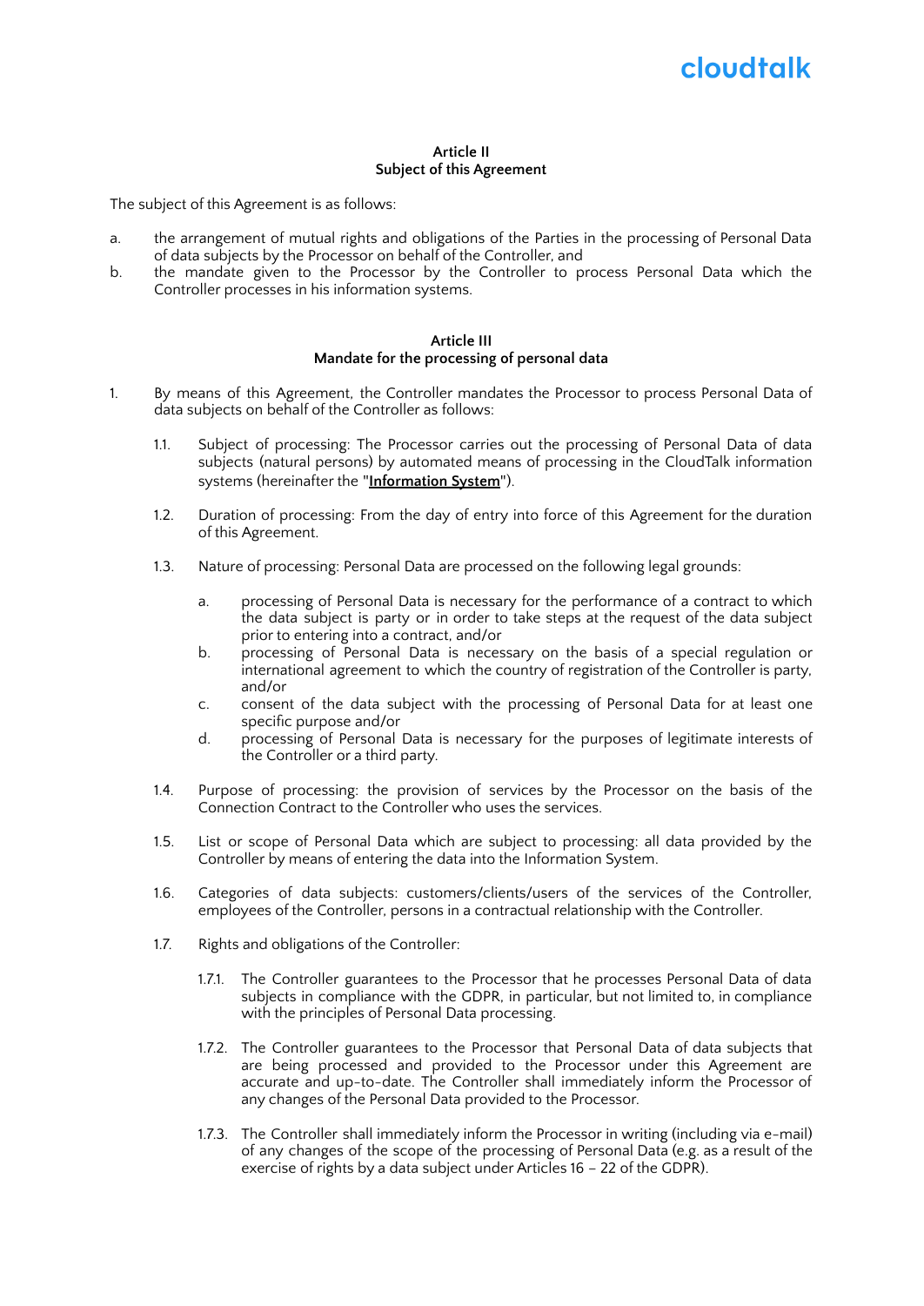## Article II
## Subject of this Agreement

The subject of this Agreement is as follows:

a. the arrangement of mutual rights and obligations of the Parties in the processing of Personal Data of data subjects by the Processor on behalf of the Controller, and
b. the mandate given to the Processor by the Controller to process Personal Data which the Controller processes in his information systems.

## Article III
## Mandate for the processing of personal data

1. By means of this Agreement, the Controller mandates the Processor to process Personal Data of data subjects on behalf of the Controller as follows:

   1.1. Subject of processing: The Processor carries out the processing of Personal Data of data subjects (natural persons) by automated means of processing in the CloudTalk information systems (hereinafter the "**Information System**").

   1.2. Duration of processing: From the day of entry into force of this Agreement for the duration of this Agreement.

   1.3. Nature of processing: Personal Data are processed on the following legal grounds:

      a. processing of Personal Data is necessary for the performance of a contract to which the data subject is party or in order to take steps at the request of the data subject prior to entering into a contract, and/or
      b. processing of Personal Data is necessary on the basis of a special regulation or international agreement to which the country of registration of the Controller is party, and/or
      c. consent of the data subject with the processing of Personal Data for at least one specific purpose and/or
      d. processing of Personal Data is necessary for the purposes of legitimate interests of the Controller or a third party.

   1.4. Purpose of processing: the provision of services by the Processor on the basis of the Connection Contract to the Controller who uses the services.

   1.5. List or scope of Personal Data which are subject to processing: all data provided by the Controller by means of entering the data into the Information System.

   1.6. Categories of data subjects: customers/clients/users of the services of the Controller, employees of the Controller, persons in a contractual relationship with the Controller.

   1.7. Rights and obligations of the Controller:

      1.7.1. The Controller guarantees to the Processor that he processes Personal Data of data subjects in compliance with the GDPR, in particular, but not limited to, in compliance with the principles of Personal Data processing.

      1.7.2. The Controller guarantees to the Processor that Personal Data of data subjects that are being processed and provided to the Processor under this Agreement are accurate and up-to-date. The Controller shall immediately inform the Processor of any changes of the Personal Data provided to the Processor.

      1.7.3. The Controller shall immediately inform the Processor in writing (including via e-mail) of any changes of the scope of the processing of Personal Data (e.g. as a result of the exercise of rights by a data subject under Articles 16 – 22 of the GDPR).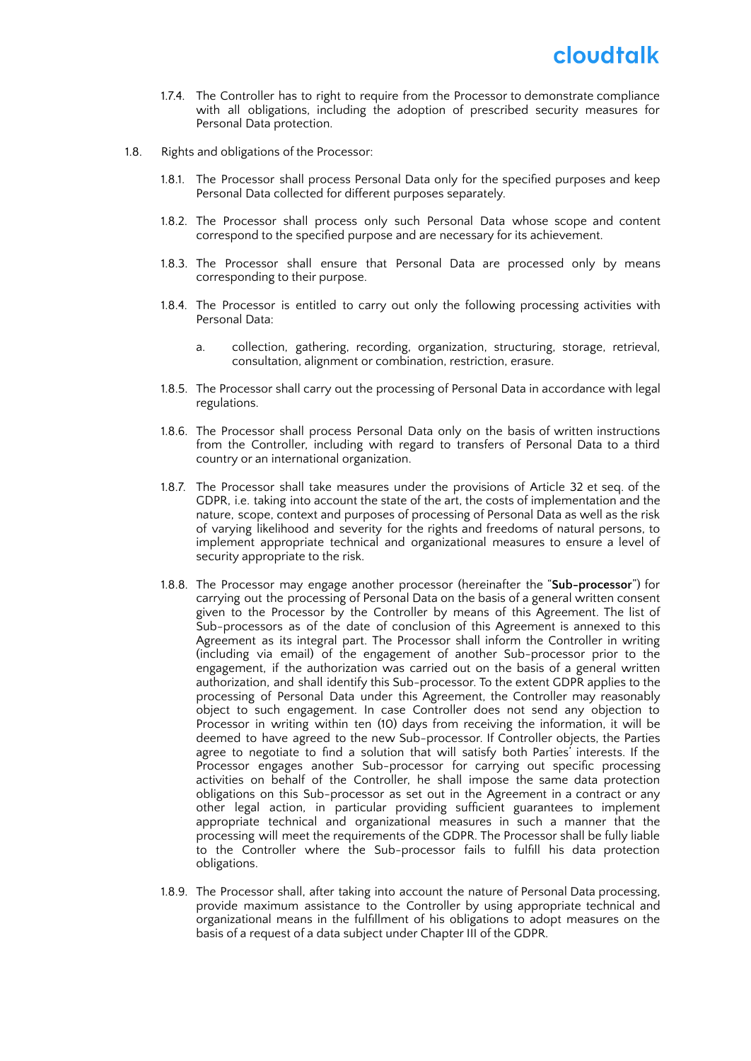1.7.4. The Controller has to right to require from the Processor to demonstrate compliance with all obligations, including the adoption of prescribed security measures for Personal Data protection.

1.8. Rights and obligations of the Processor:

1.8.1. The Processor shall process Personal Data only for the specified purposes and keep Personal Data collected for different purposes separately.

1.8.2. The Processor shall process only such Personal Data whose scope and content correspond to the specified purpose and are necessary for its achievement.

1.8.3. The Processor shall ensure that Personal Data are processed only by means corresponding to their purpose.

1.8.4. The Processor is entitled to carry out only the following processing activities with Personal Data:

a. collection, gathering, recording, organization, structuring, storage, retrieval, consultation, alignment or combination, restriction, erasure.

1.8.5. The Processor shall carry out the processing of Personal Data in accordance with legal regulations.

1.8.6. The Processor shall process Personal Data only on the basis of written instructions from the Controller, including with regard to transfers of Personal Data to a third country or an international organization.

1.8.7. The Processor shall take measures under the provisions of Article 32 et seq. of the GDPR, i.e. taking into account the state of the art, the costs of implementation and the nature, scope, context and purposes of processing of Personal Data as well as the risk of varying likelihood and severity for the rights and freedoms of natural persons, to implement appropriate technical and organizational measures to ensure a level of security appropriate to the risk.

1.8.8. The Processor may engage another processor (hereinafter the "**Sub-processor**") for carrying out the processing of Personal Data on the basis of a general written consent given to the Processor by the Controller by means of this Agreement. The list of Sub-processors as of the date of conclusion of this Agreement is annexed to this Agreement as its integral part. The Processor shall inform the Controller in writing (including via email) of the engagement of another Sub-processor prior to the engagement, if the authorization was carried out on the basis of a general written authorization, and shall identify this Sub-processor. To the extent GDPR applies to the processing of Personal Data under this Agreement, the Controller may reasonably object to such engagement. In case Controller does not send any objection to Processor in writing within ten (10) days from receiving the information, it will be deemed to have agreed to the new Sub-processor. If Controller objects, the Parties agree to negotiate to find a solution that will satisfy both Parties' interests. If the Processor engages another Sub-processor for carrying out specific processing activities on behalf of the Controller, he shall impose the same data protection obligations on this Sub-processor as set out in the Agreement in a contract or any other legal action, in particular providing sufficient guarantees to implement appropriate technical and organizational measures in such a manner that the processing will meet the requirements of the GDPR. The Processor shall be fully liable to the Controller where the Sub-processor fails to fulfill his data protection obligations.

1.8.9. The Processor shall, after taking into account the nature of Personal Data processing, provide maximum assistance to the Controller by using appropriate technical and organizational means in the fulfillment of his obligations to adopt measures on the basis of a request of a data subject under Chapter III of the GDPR.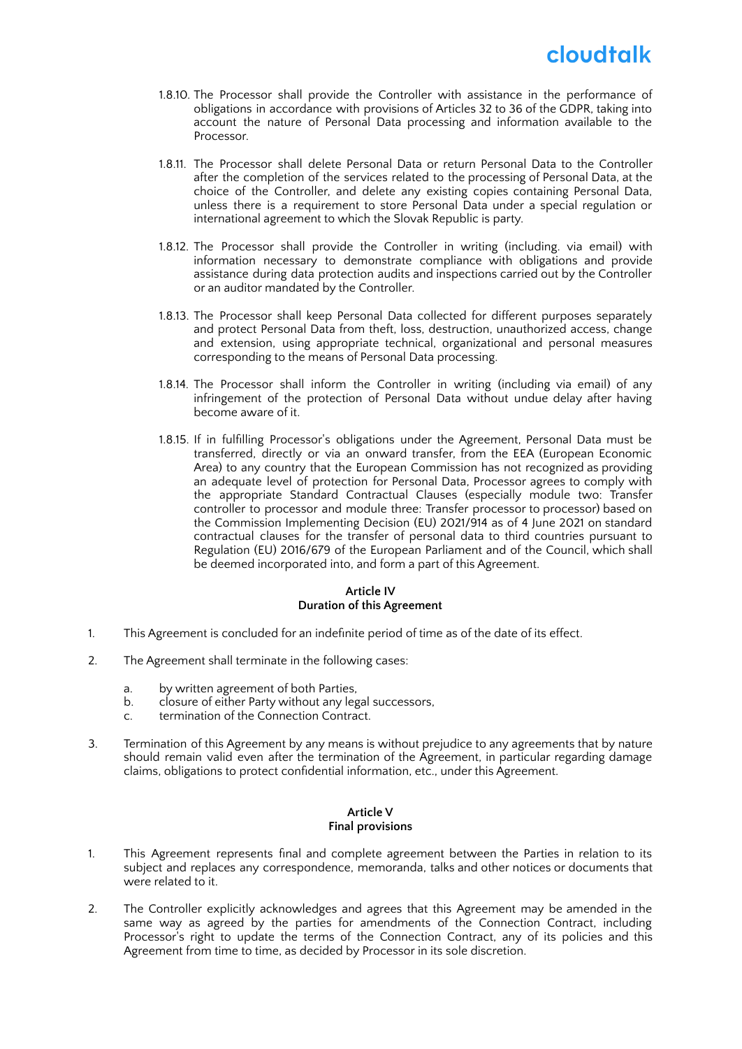1.8.10. The Processor shall provide the Controller with assistance in the performance of obligations in accordance with provisions of Articles 32 to 36 of the GDPR, taking into account the nature of Personal Data processing and information available to the Processor.

1.8.11. The Processor shall delete Personal Data or return Personal Data to the Controller after the completion of the services related to the processing of Personal Data, at the choice of the Controller, and delete any existing copies containing Personal Data, unless there is a requirement to store Personal Data under a special regulation or international agreement to which the Slovak Republic is party.

1.8.12. The Processor shall provide the Controller in writing (including. via email) with information necessary to demonstrate compliance with obligations and provide assistance during data protection audits and inspections carried out by the Controller or an auditor mandated by the Controller.

1.8.13. The Processor shall keep Personal Data collected for different purposes separately and protect Personal Data from theft, loss, destruction, unauthorized access, change and extension, using appropriate technical, organizational and personal measures corresponding to the means of Personal Data processing.

1.8.14. The Processor shall inform the Controller in writing (including via email) of any infringement of the protection of Personal Data without undue delay after having become aware of it.

1.8.15. If in fulfilling Processor's obligations under the Agreement, Personal Data must be transferred, directly or via an onward transfer, from the EEA (European Economic Area) to any country that the European Commission has not recognized as providing an adequate level of protection for Personal Data, Processor agrees to comply with the appropriate Standard Contractual Clauses (especially module two: Transfer controller to processor and module three: Transfer processor to processor) based on the Commission Implementing Decision (EU) 2021/914 as of 4 June 2021 on standard contractual clauses for the transfer of personal data to third countries pursuant to Regulation (EU) 2016/679 of the European Parliament and of the Council, which shall be deemed incorporated into, and form a part of this Agreement.

**Article IV**
**Duration of this Agreement**

1. This Agreement is concluded for an indefinite period of time as of the date of its effect.

2. The Agreement shall terminate in the following cases:

   a. by written agreement of both Parties,
   b. closure of either Party without any legal successors,
   c. termination of the Connection Contract.

3. Termination of this Agreement by any means is without prejudice to any agreements that by nature should remain valid even after the termination of the Agreement, in particular regarding damage claims, obligations to protect confidential information, etc., under this Agreement.

**Article V**
**Final provisions**

1. This Agreement represents final and complete agreement between the Parties in relation to its subject and replaces any correspondence, memoranda, talks and other notices or documents that were related to it.

2. The Controller explicitly acknowledges and agrees that this Agreement may be amended in the same way as agreed by the parties for amendments of the Connection Contract, including Processor's right to update the terms of the Connection Contract, any of its policies and this Agreement from time to time, as decided by Processor in its sole discretion.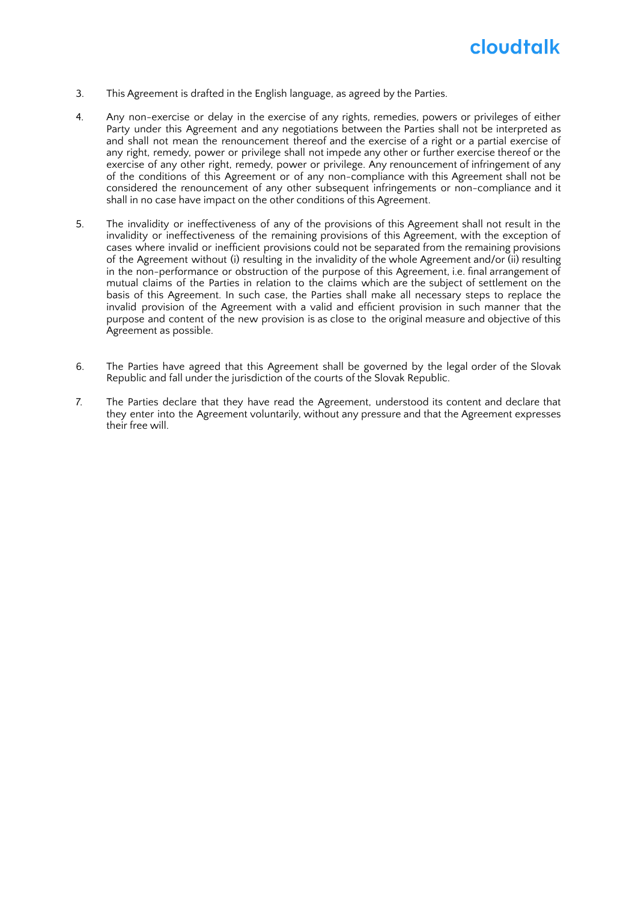3. This Agreement is drafted in the English language, as agreed by the Parties.

4. Any non-exercise or delay in the exercise of any rights, remedies, powers or privileges of either Party under this Agreement and any negotiations between the Parties shall not be interpreted as and shall not mean the renouncement thereof and the exercise of a right or a partial exercise of any right, remedy, power or privilege shall not impede any other or further exercise thereof or the exercise of any other right, remedy, power or privilege. Any renouncement of infringement of any of the conditions of this Agreement or of any non-compliance with this Agreement shall not be considered the renouncement of any other subsequent infringements or non-compliance and it shall in no case have impact on the other conditions of this Agreement.

5. The invalidity or ineffectiveness of any of the provisions of this Agreement shall not result in the invalidity or ineffectiveness of the remaining provisions of this Agreement, with the exception of cases where invalid or inefficient provisions could not be separated from the remaining provisions of the Agreement without (i) resulting in the invalidity of the whole Agreement and/or (ii) resulting in the non-performance or obstruction of the purpose of this Agreement, i.e. final arrangement of mutual claims of the Parties in relation to the claims which are the subject of settlement on the basis of this Agreement. In such case, the Parties shall make all necessary steps to replace the invalid provision of the Agreement with a valid and efficient provision in such manner that the purpose and content of the new provision is as close to the original measure and objective of this Agreement as possible.

6. The Parties have agreed that this Agreement shall be governed by the legal order of the Slovak Republic and fall under the jurisdiction of the courts of the Slovak Republic.

7. The Parties declare that they have read the Agreement, understood its content and declare that they enter into the Agreement voluntarily, without any pressure and that the Agreement expresses their free will.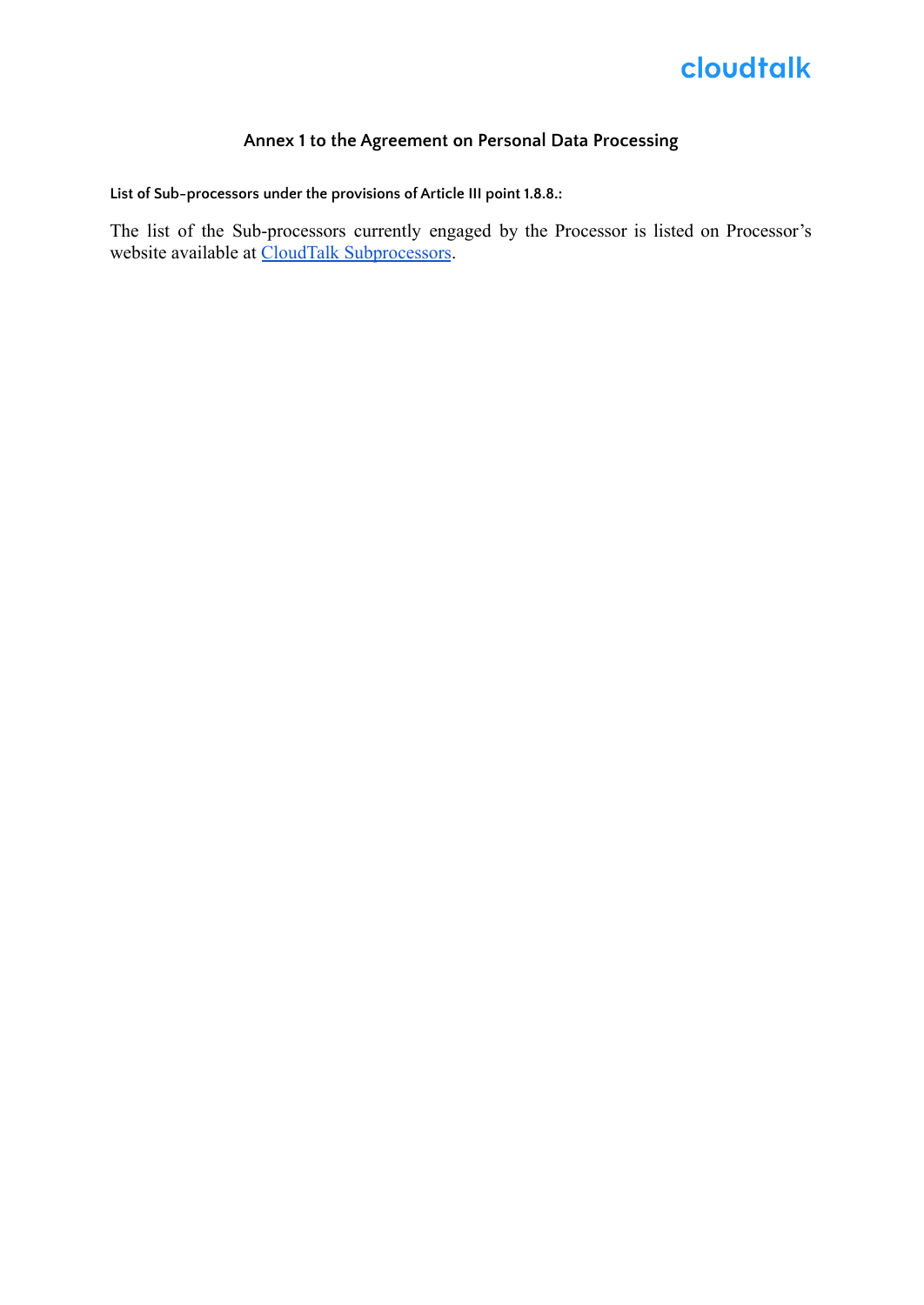# Annex 1 to the Agreement on Personal Data Processing

**List of Sub-processors under the provisions of Article III point 1.8.8.:**

The list of the Sub-processors currently engaged by the Processor is listed on Processor's website available at CloudTalk Subprocessors.